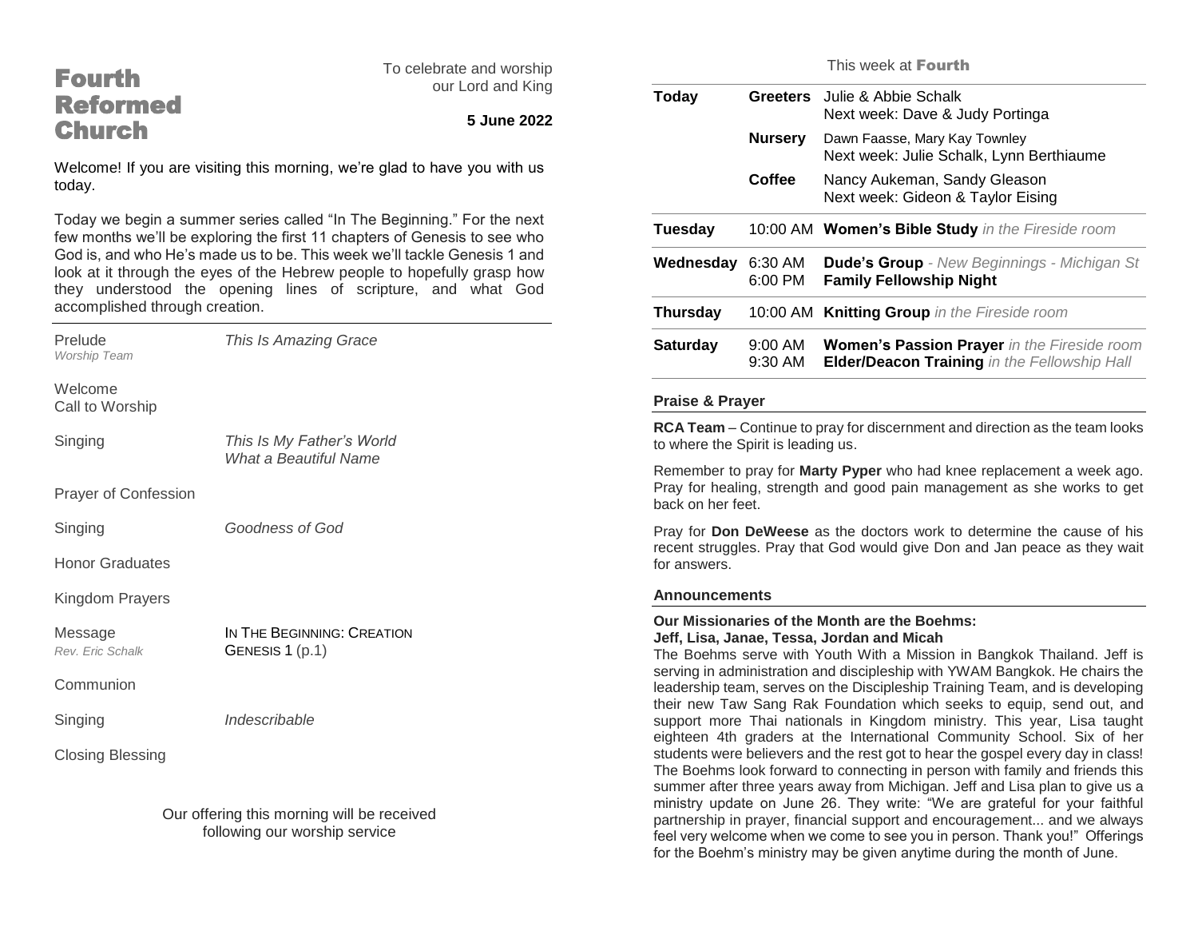# Fourth Reformed Church

To celebrate and worship our Lord and King

**5 June 2022**

Welcome! If you are visiting this morning, we're glad to have you with us today.

Today we begin a summer series called "In The Beginning." For the next few months we'll be exploring the first 11 chapters of Genesis to see who God is, and who He's made us to be. This week we'll tackle Genesis 1 and look at it through the eyes of the Hebrew people to hopefully grasp how they understood the opening lines of scripture, and what God accomplished through creation.

| | |
|---|---|
| Prelude *Worship Team* | *This Is Amazing Grace* |
| Welcome | |
| Call to Worship | |
| Singing | *This Is My Father's World* *What a Beautiful Name* |
| Prayer of Confession | |
| Singing | *Goodness of God* |
| Honor Graduates | |
| Kingdom Prayers | |
| Message *Rev. Eric Schalk* | IN THE BEGINNING: CREATION GENESIS 1 (p.1) |
| Communion | |
| Singing | *Indescribable* |
| Closing Blessing | |

Our offering this morning will be received following our worship service

## This week at Fourth

| | | |
|---|---|---|
| **Today** | **Greeters** | Julie & Abbie Schalk<br>Next week: Dave & Judy Portinga |
| | **Nursery** | Dawn Faasse, Mary Kay Townley<br>Next week: Julie Schalk, Lynn Berthiaume |
| | **Coffee** | Nancy Aukeman, Sandy Gleason<br>Next week: Gideon & Taylor Eising |
| **Tuesday** | 10:00 AM | **Women's Bible Study** *in the Fireside room* |
| **Wednesday** | 6:30 AM<br>6:00 PM | **Dude's Group** *- New Beginnings - Michigan St*<br>**Family Fellowship Night** |
| **Thursday** | 10:00 AM | **Knitting Group** *in the Fireside room* |
| **Saturday** | 9:00 AM<br>9:30 AM | **Women's Passion Prayer** *in the Fireside room*<br>**Elder/Deacon Training** *in the Fellowship Hall* |

### Praise & Prayer

**RCA Team** – Continue to pray for discernment and direction as the team looks to where the Spirit is leading us.

Remember to pray for **Marty Pyper** who had knee replacement a week ago. Pray for healing, strength and good pain management as she works to get back on her feet.

Pray for **Don DeWeese** as the doctors work to determine the cause of his recent struggles. Pray that God would give Don and Jan peace as they wait for answers.

### Announcements

**Our Missionaries of the Month are the Boehms:**
**Jeff, Lisa, Janae, Tessa, Jordan and Micah**

The Boehms serve with Youth With a Mission in Bangkok Thailand. Jeff is serving in administration and discipleship with YWAM Bangkok. He chairs the leadership team, serves on the Discipleship Training Team, and is developing their new Taw Sang Rak Foundation which seeks to equip, send out, and support more Thai nationals in Kingdom ministry. This year, Lisa taught eighteen 4th graders at the International Community School. Six of her students were believers and the rest got to hear the gospel every day in class! The Boehms look forward to connecting in person with family and friends this summer after three years away from Michigan. Jeff and Lisa plan to give us a ministry update on June 26. They write: "We are grateful for your faithful partnership in prayer, financial support and encouragement... and we always feel very welcome when we come to see you in person. Thank you!" Offerings for the Boehm's ministry may be given anytime during the month of June.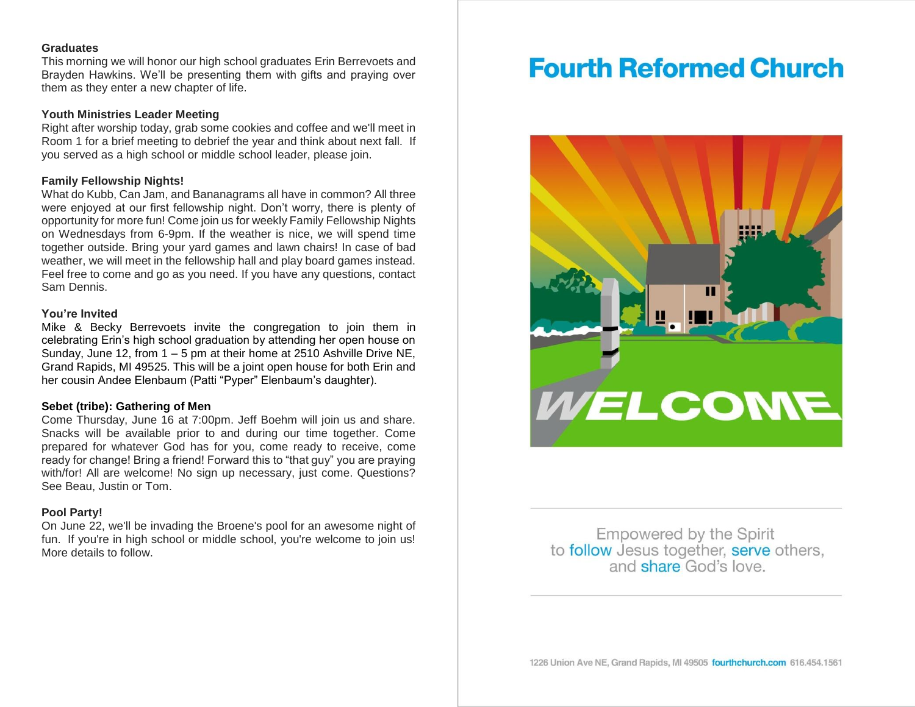**Graduates**

This morning we will honor our high school graduates Erin Berrevoets and Brayden Hawkins. We'll be presenting them with gifts and praying over them as they enter a new chapter of life.

**Youth Ministries Leader Meeting**

Right after worship today, grab some cookies and coffee and we'll meet in Room 1 for a brief meeting to debrief the year and think about next fall. If you served as a high school or middle school leader, please join.

**Family Fellowship Nights!**

What do Kubb, Can Jam, and Bananagrams all have in common? All three were enjoyed at our first fellowship night. Don't worry, there is plenty of opportunity for more fun! Come join us for weekly Family Fellowship Nights on Wednesdays from 6-9pm. If the weather is nice, we will spend time together outside. Bring your yard games and lawn chairs! In case of bad weather, we will meet in the fellowship hall and play board games instead. Feel free to come and go as you need. If you have any questions, contact Sam Dennis.

**You're Invited**

Mike & Becky Berrevoets invite the congregation to join them in celebrating Erin's high school graduation by attending her open house on Sunday, June 12, from 1 – 5 pm at their home at 2510 Ashville Drive NE, Grand Rapids, MI 49525. This will be a joint open house for both Erin and her cousin Andee Elenbaum (Patti "Pyper" Elenbaum's daughter).

**Sebet (tribe): Gathering of Men**

Come Thursday, June 16 at 7:00pm. Jeff Boehm will join us and share. Snacks will be available prior to and during our time together. Come prepared for whatever God has for you, come ready to receive, come ready for change! Bring a friend! Forward this to "that guy" you are praying with/for! All are welcome! No sign up necessary, just come. Questions? See Beau, Justin or Tom.

**Pool Party!**

On June 22, we'll be invading the Broene's pool for an awesome night of fun. If you're in high school or middle school, you're welcome to join us! More details to follow.

# Fourth Reformed Church

WELCOME

Empowered by the Spirit
to follow Jesus together, serve others,
and share God's love.

1226 Union Ave NE, Grand Rapids, MI 49505 fourthchurch.com 616.454.1561